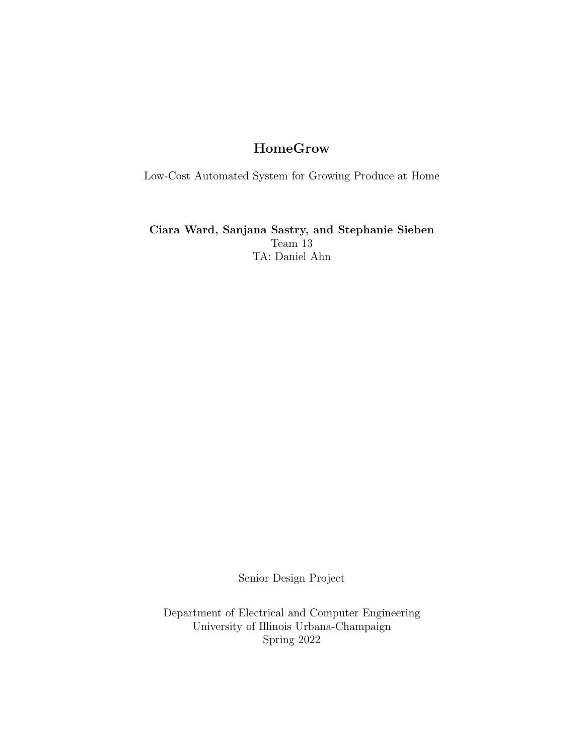# HomeGrow

Low-Cost Automated System for Growing Produce at Home

**Ciara Ward, Sanjana Sastry, and Stephanie Sieben**
Team 13
TA: Daniel Ahn

Senior Design Project

Department of Electrical and Computer Engineering
University of Illinois Urbana-Champaign
Spring 2022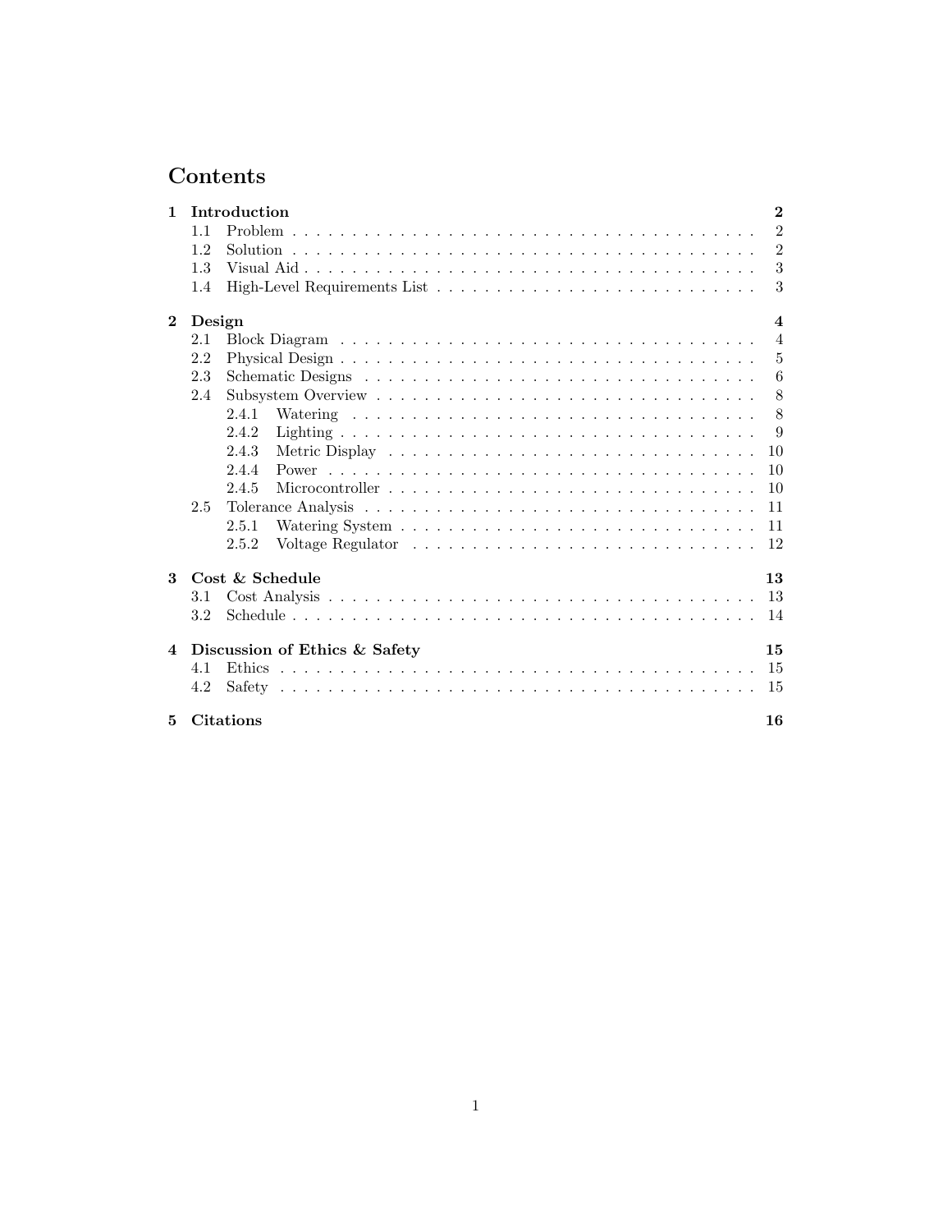# Contents

**1 Introduction** — **2**
- 1.1 Problem — 2
- 1.2 Solution — 2
- 1.3 Visual Aid — 3
- 1.4 High-Level Requirements List — 3

**2 Design** — **4**
- 2.1 Block Diagram — 4
- 2.2 Physical Design — 5
- 2.3 Schematic Designs — 6
- 2.4 Subsystem Overview — 8
  - 2.4.1 Watering — 8
  - 2.4.2 Lighting — 9
  - 2.4.3 Metric Display — 10
  - 2.4.4 Power — 10
  - 2.4.5 Microcontroller — 10
- 2.5 Tolerance Analysis — 11
  - 2.5.1 Watering System — 11
  - 2.5.2 Voltage Regulator — 12

**3 Cost & Schedule** — **13**
- 3.1 Cost Analysis — 13
- 3.2 Schedule — 14

**4 Discussion of Ethics & Safety** — **15**
- 4.1 Ethics — 15
- 4.2 Safety — 15

**5 Citations** — **16**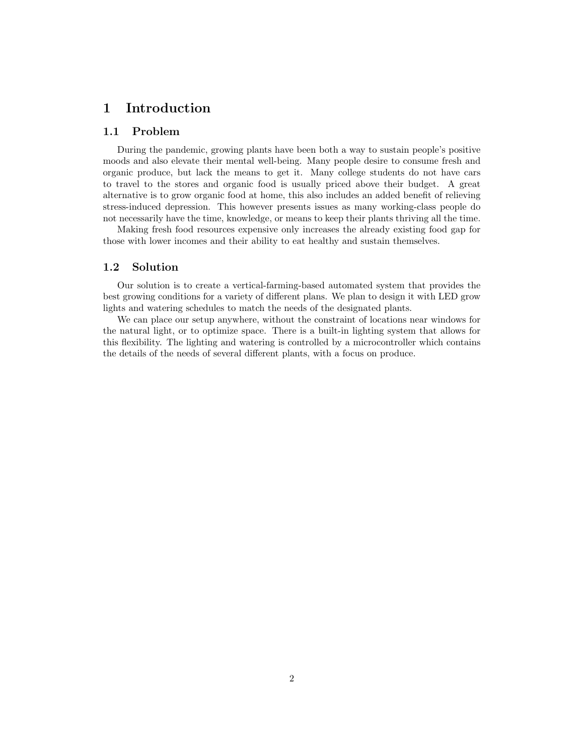# 1 Introduction

## 1.1 Problem

During the pandemic, growing plants have been both a way to sustain people's positive moods and also elevate their mental well-being. Many people desire to consume fresh and organic produce, but lack the means to get it. Many college students do not have cars to travel to the stores and organic food is usually priced above their budget. A great alternative is to grow organic food at home, this also includes an added benefit of relieving stress-induced depression. This however presents issues as many working-class people do not necessarily have the time, knowledge, or means to keep their plants thriving all the time.

Making fresh food resources expensive only increases the already existing food gap for those with lower incomes and their ability to eat healthy and sustain themselves.

## 1.2 Solution

Our solution is to create a vertical-farming-based automated system that provides the best growing conditions for a variety of different plans. We plan to design it with LED grow lights and watering schedules to match the needs of the designated plants.

We can place our setup anywhere, without the constraint of locations near windows for the natural light, or to optimize space. There is a built-in lighting system that allows for this flexibility. The lighting and watering is controlled by a microcontroller which contains the details of the needs of several different plants, with a focus on produce.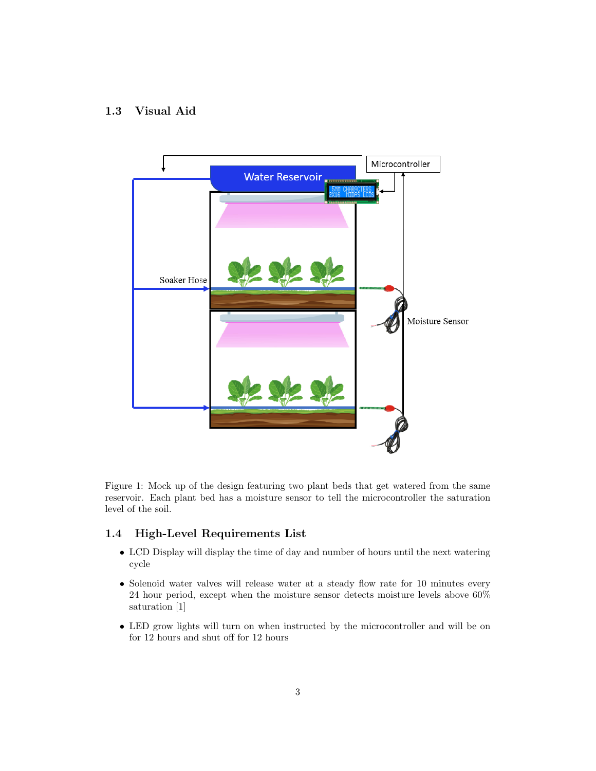## 1.3 Visual Aid

Figure 1: Mock up of the design featuring two plant beds that get watered from the same reservoir. Each plant bed has a moisture sensor to tell the microcontroller the saturation level of the soil.

## 1.4 High-Level Requirements List

- LCD Display will display the time of day and number of hours until the next watering cycle
- Solenoid water valves will release water at a steady flow rate for 10 minutes every 24 hour period, except when the moisture sensor detects moisture levels above 60% saturation [1]
- LED grow lights will turn on when instructed by the microcontroller and will be on for 12 hours and shut off for 12 hours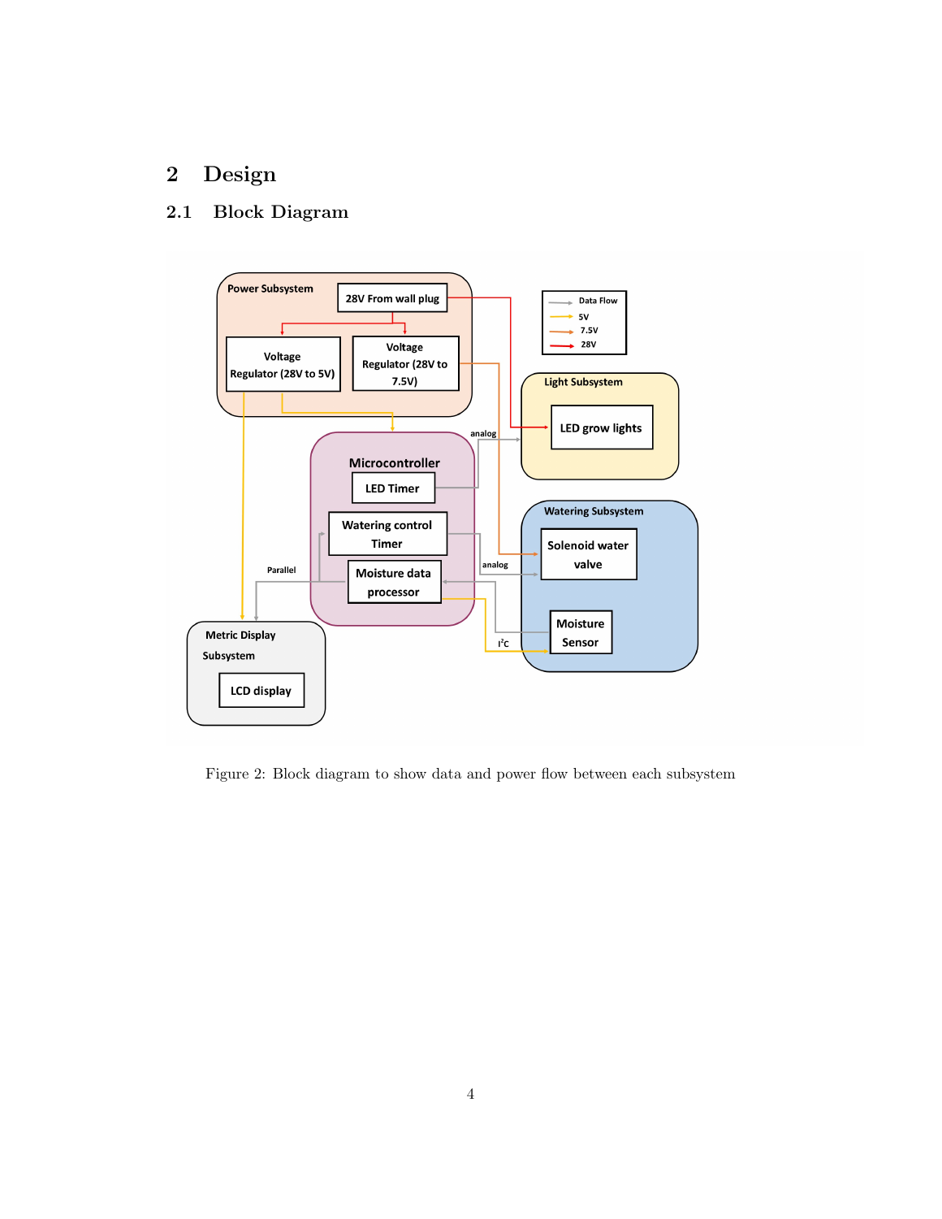# 2 Design

## 2.1 Block Diagram

Figure 2: Block diagram to show data and power flow between each subsystem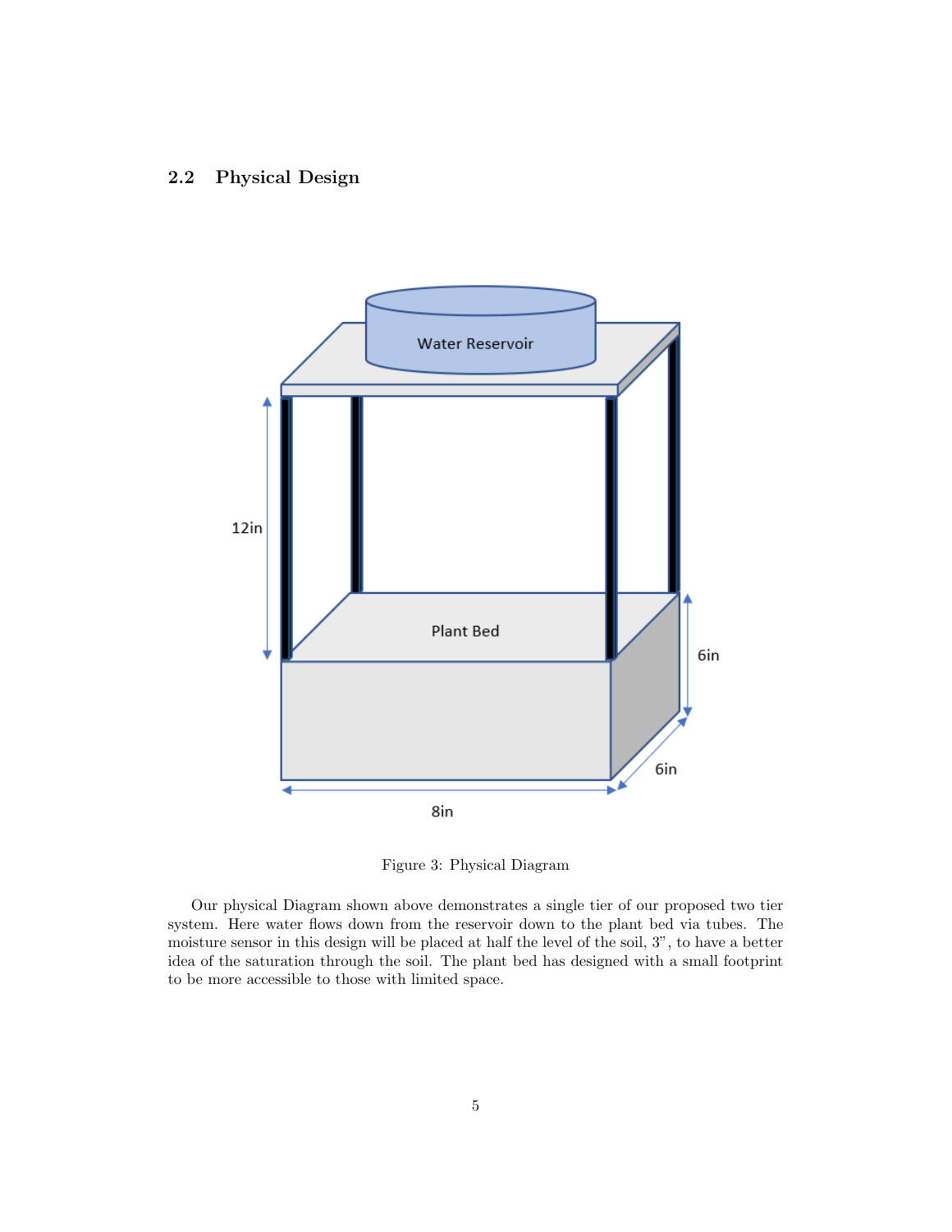## 2.2 Physical Design

Figure 3: Physical Diagram

Our physical Diagram shown above demonstrates a single tier of our proposed two tier system. Here water flows down from the reservoir down to the plant bed via tubes. The moisture sensor in this design will be placed at half the level of the soil, 3”, to have a better idea of the saturation through the soil. The plant bed has designed with a small footprint to be more accessible to those with limited space.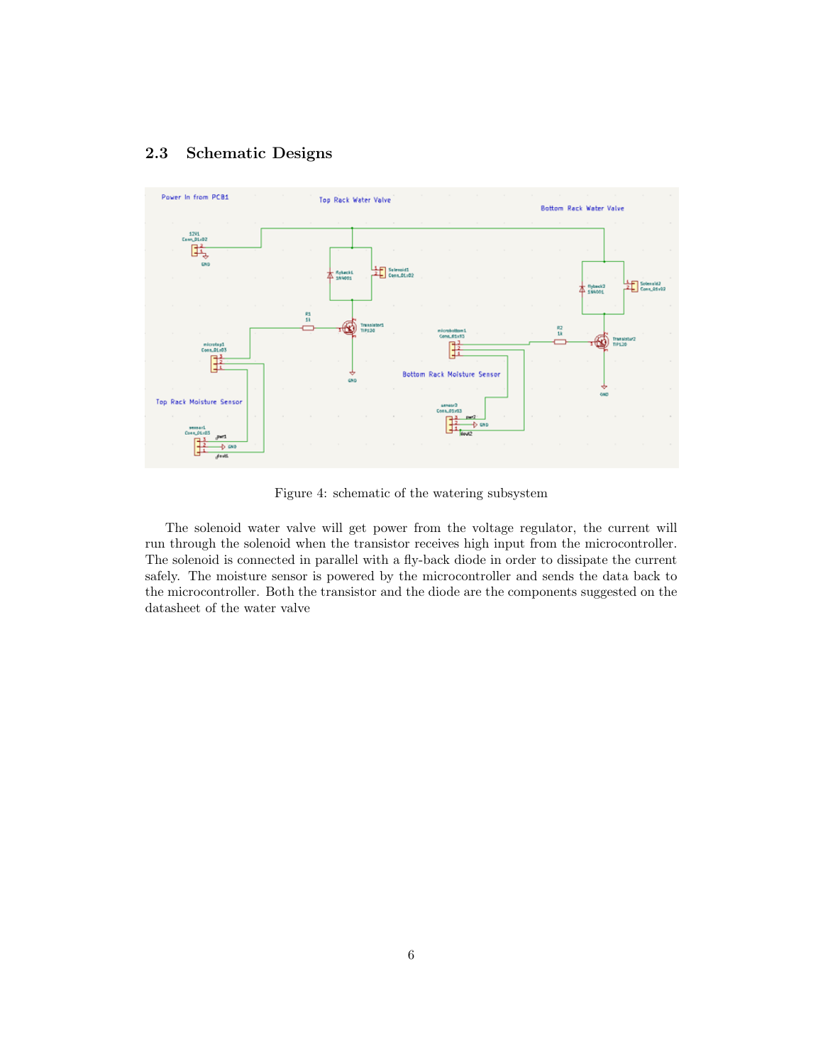## 2.3 Schematic Designs

Figure 4: schematic of the watering subsystem

The solenoid water valve will get power from the voltage regulator, the current will run through the solenoid when the transistor receives high input from the microcontroller. The solenoid is connected in parallel with a fly-back diode in order to dissipate the current safely. The moisture sensor is powered by the microcontroller and sends the data back to the microcontroller. Both the transistor and the diode are the components suggested on the datasheet of the water valve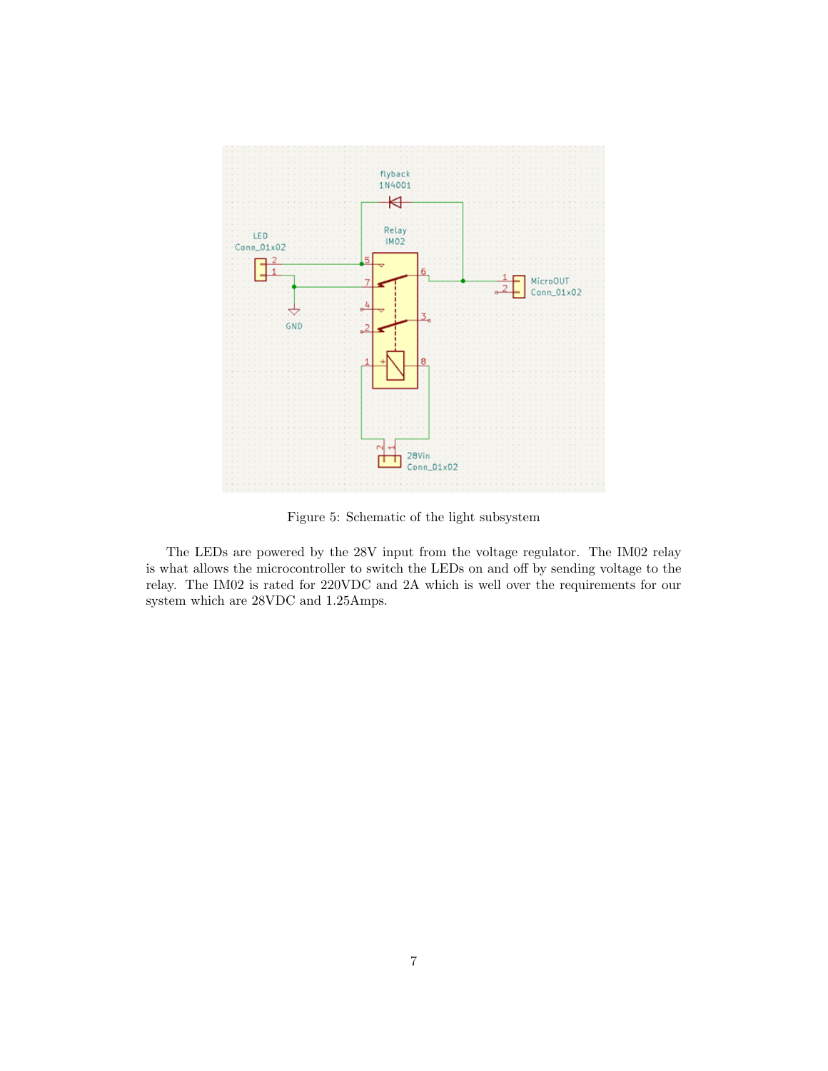Figure 5: Schematic of the light subsystem

The LEDs are powered by the 28V input from the voltage regulator. The IM02 relay is what allows the microcontroller to switch the LEDs on and off by sending voltage to the relay. The IM02 is rated for 220VDC and 2A which is well over the requirements for our system which are 28VDC and 1.25Amps.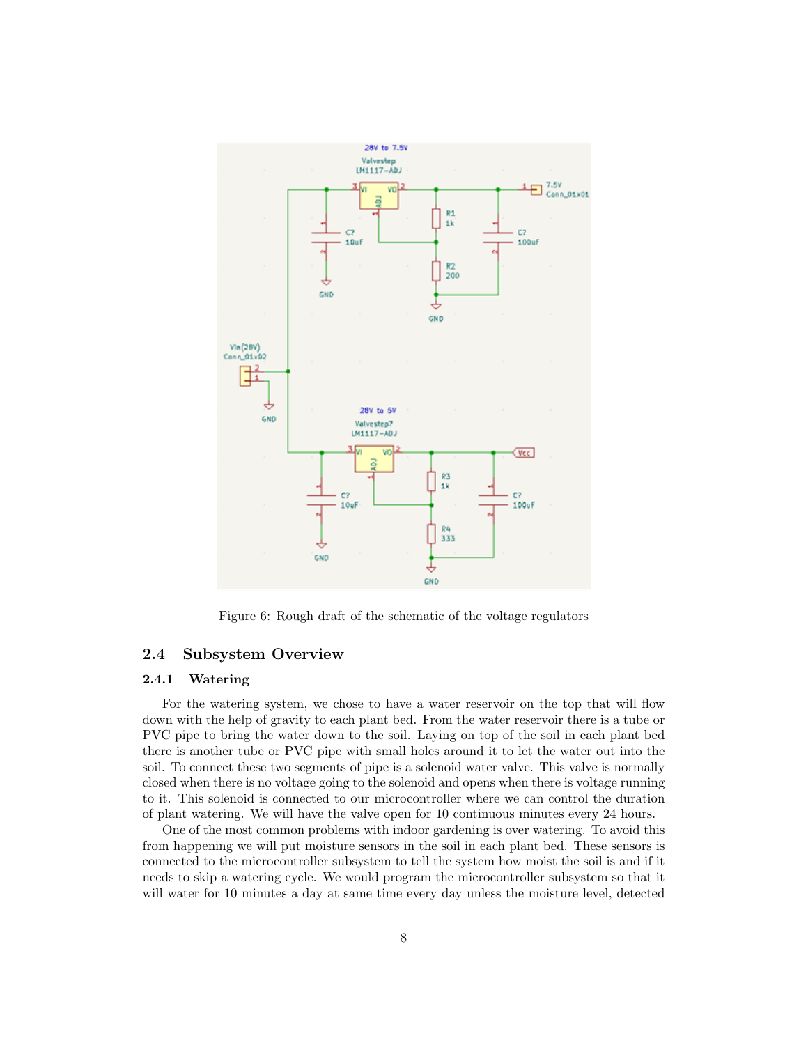Figure 6: Rough draft of the schematic of the voltage regulators

## 2.4 Subsystem Overview

### 2.4.1 Watering

For the watering system, we chose to have a water reservoir on the top that will flow down with the help of gravity to each plant bed. From the water reservoir there is a tube or PVC pipe to bring the water down to the soil. Laying on top of the soil in each plant bed there is another tube or PVC pipe with small holes around it to let the water out into the soil. To connect these two segments of pipe is a solenoid water valve. This valve is normally closed when there is no voltage going to the solenoid and opens when there is voltage running to it. This solenoid is connected to our microcontroller where we can control the duration of plant watering. We will have the valve open for 10 continuous minutes every 24 hours.

One of the most common problems with indoor gardening is over watering. To avoid this from happening we will put moisture sensors in the soil in each plant bed. These sensors is connected to the microcontroller subsystem to tell the system how moist the soil is and if it needs to skip a watering cycle. We would program the microcontroller subsystem so that it will water for 10 minutes a day at same time every day unless the moisture level, detected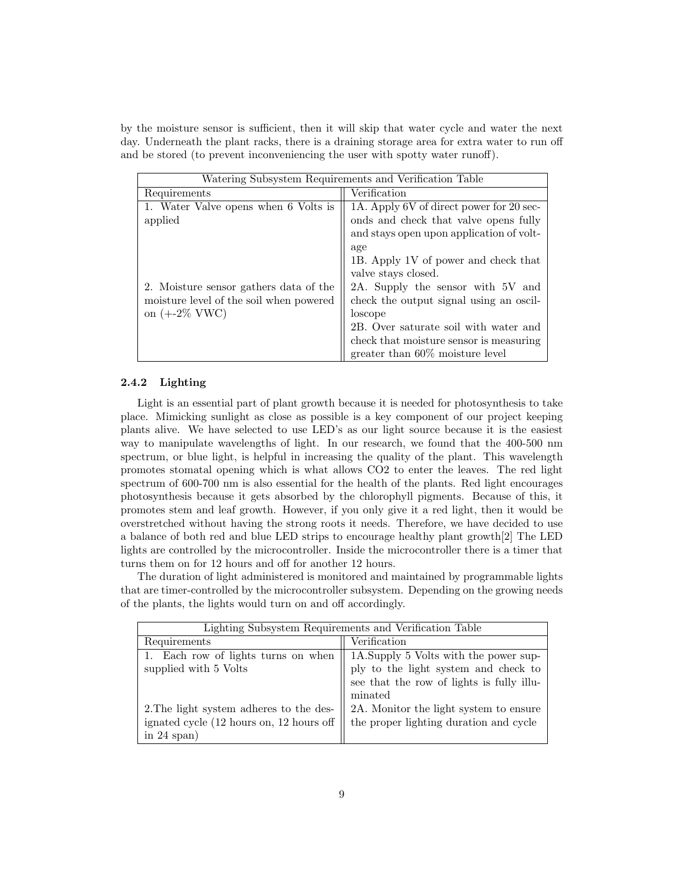by the moisture sensor is sufficient, then it will skip that water cycle and water the next day. Underneath the plant racks, there is a draining storage area for extra water to run off and be stored (to prevent inconveniencing the user with spotty water runoff).

| Watering Subsystem Requirements and Verification Table | |
|---|---|
| Requirements | Verification |
| 1. Water Valve opens when 6 Volts is applied | 1A. Apply 6V of direct power for 20 seconds and check that valve opens fully and stays open upon application of voltage<br>1B. Apply 1V of power and check that valve stays closed. |
| 2. Moisture sensor gathers data of the moisture level of the soil when powered on (+-2% VWC) | 2A. Supply the sensor with 5V and check the output signal using an oscilloscope<br>2B. Over saturate soil with water and check that moisture sensor is measuring greater than 60% moisture level |

### 2.4.2 Lighting

Light is an essential part of plant growth because it is needed for photosynthesis to take place. Mimicking sunlight as close as possible is a key component of our project keeping plants alive. We have selected to use LED's as our light source because it is the easiest way to manipulate wavelengths of light. In our research, we found that the 400-500 nm spectrum, or blue light, is helpful in increasing the quality of the plant. This wavelength promotes stomatal opening which is what allows CO2 to enter the leaves. The red light spectrum of 600-700 nm is also essential for the health of the plants. Red light encourages photosynthesis because it gets absorbed by the chlorophyll pigments. Because of this, it promotes stem and leaf growth. However, if you only give it a red light, then it would be overstretched without having the strong roots it needs. Therefore, we have decided to use a balance of both red and blue LED strips to encourage healthy plant growth[2] The LED lights are controlled by the microcontroller. Inside the microcontroller there is a timer that turns them on for 12 hours and off for another 12 hours.

The duration of light administered is monitored and maintained by programmable lights that are timer-controlled by the microcontroller subsystem. Depending on the growing needs of the plants, the lights would turn on and off accordingly.

| Lighting Subsystem Requirements and Verification Table | |
|---|---|
| Requirements | Verification |
| 1. Each row of lights turns on when supplied with 5 Volts | 1A.Supply 5 Volts with the power supply to the light system and check to see that the row of lights is fully illuminated |
| 2.The light system adheres to the designated cycle (12 hours on, 12 hours off in 24 span) | 2A. Monitor the light system to ensure the proper lighting duration and cycle |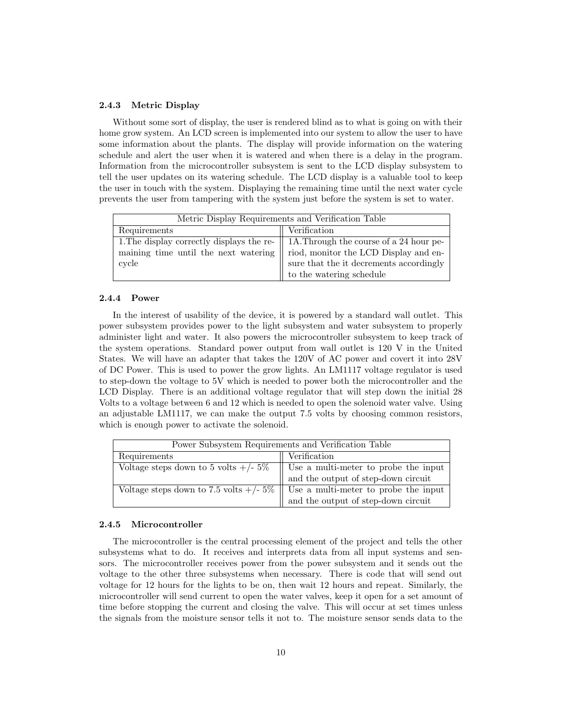#### 2.4.3 Metric Display

Without some sort of display, the user is rendered blind as to what is going on with their home grow system. An LCD screen is implemented into our system to allow the user to have some information about the plants. The display will provide information on the watering schedule and alert the user when it is watered and when there is a delay in the program. Information from the microcontroller subsystem is sent to the LCD display subsystem to tell the user updates on its watering schedule. The LCD display is a valuable tool to keep the user in touch with the system. Displaying the remaining time until the next water cycle prevents the user from tampering with the system just before the system is set to water.

| Metric Display Requirements and Verification Table | |
|---|---|
| Requirements | Verification |
| 1.The display correctly displays the remaining time until the next watering cycle | 1A.Through the course of a 24 hour period, monitor the LCD Display and ensure that the it decrements accordingly to the watering schedule |

#### 2.4.4 Power

In the interest of usability of the device, it is powered by a standard wall outlet. This power subsystem provides power to the light subsystem and water subsystem to properly administer light and water. It also powers the microcontroller subsystem to keep track of the system operations. Standard power output from wall outlet is 120 V in the United States. We will have an adapter that takes the 120V of AC power and covert it into 28V of DC Power. This is used to power the grow lights. An LM1117 voltage regulator is used to step-down the voltage to 5V which is needed to power both the microcontroller and the LCD Display. There is an additional voltage regulator that will step down the initial 28 Volts to a voltage between 6 and 12 which is needed to open the solenoid water valve. Using an adjustable LM1117, we can make the output 7.5 volts by choosing common resistors, which is enough power to activate the solenoid.

| Power Subsystem Requirements and Verification Table | |
|---|---|
| Requirements | Verification |
| Voltage steps down to 5 volts +/- 5% | Use a multi-meter to probe the input and the output of step-down circuit |
| Voltage steps down to 7.5 volts +/- 5% | Use a multi-meter to probe the input and the output of step-down circuit |

#### 2.4.5 Microcontroller

The microcontroller is the central processing element of the project and tells the other subsystems what to do. It receives and interprets data from all input systems and sensors. The microcontroller receives power from the power subsystem and it sends out the voltage to the other three subsystems when necessary. There is code that will send out voltage for 12 hours for the lights to be on, then wait 12 hours and repeat. Similarly, the microcontroller will send current to open the water valves, keep it open for a set amount of time before stopping the current and closing the valve. This will occur at set times unless the signals from the moisture sensor tells it not to. The moisture sensor sends data to the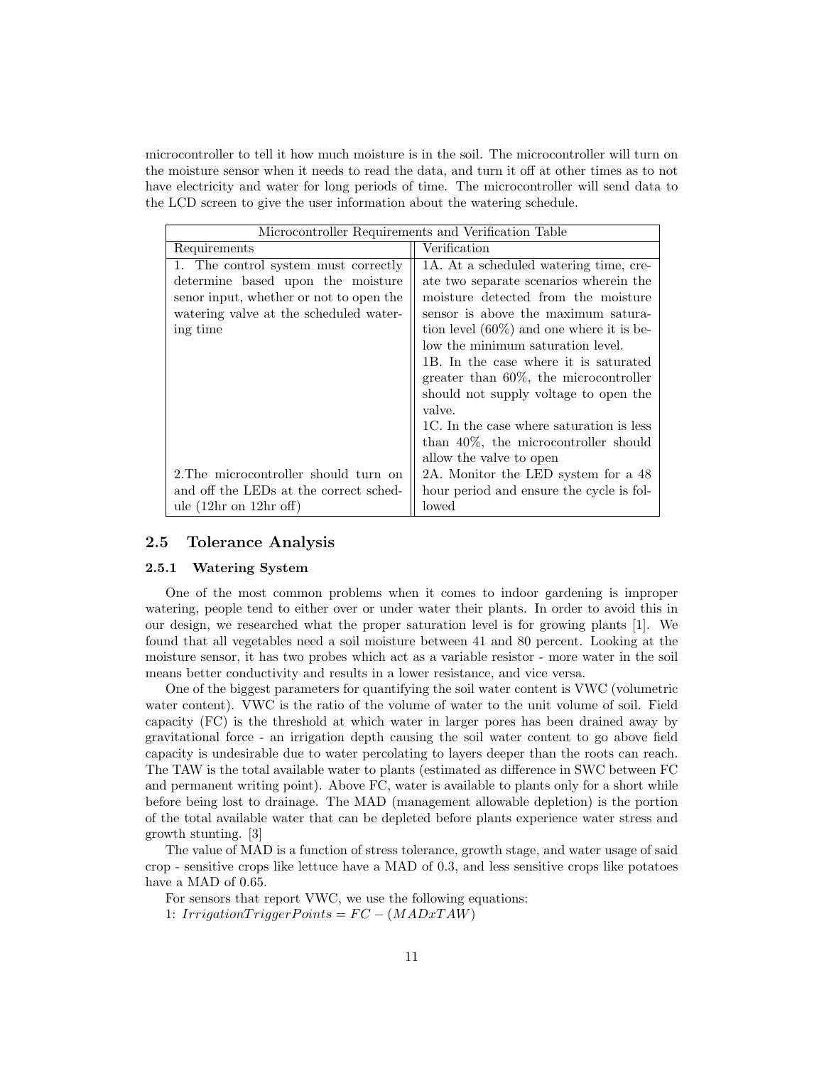microcontroller to tell it how much moisture is in the soil. The microcontroller will turn on the moisture sensor when it needs to read the data, and turn it off at other times as to not have electricity and water for long periods of time. The microcontroller will send data to the LCD screen to give the user information about the watering schedule.

| Microcontroller Requirements and Verification Table | |
|---|---|
| Requirements | Verification |
| 1. The control system must correctly determine based upon the moisture senor input, whether or not to open the watering valve at the scheduled watering time | 1A. At a scheduled watering time, create two separate scenarios wherein the moisture detected from the moisture sensor is above the maximum saturation level (60%) and one where it is below the minimum saturation level.<br>1B. In the case where it is saturated greater than 60%, the microcontroller should not supply voltage to open the valve.<br>1C. In the case where saturation is less than 40%, the microcontroller should allow the valve to open |
| 2.The microcontroller should turn on and off the LEDs at the correct schedule (12hr on 12hr off) | 2A. Monitor the LED system for a 48 hour period and ensure the cycle is followed |

## 2.5 Tolerance Analysis

### 2.5.1 Watering System

One of the most common problems when it comes to indoor gardening is improper watering, people tend to either over or under water their plants. In order to avoid this in our design, we researched what the proper saturation level is for growing plants [1]. We found that all vegetables need a soil moisture between 41 and 80 percent. Looking at the moisture sensor, it has two probes which act as a variable resistor - more water in the soil means better conductivity and results in a lower resistance, and vice versa.

One of the biggest parameters for quantifying the soil water content is VWC (volumetric water content). VWC is the ratio of the volume of water to the unit volume of soil. Field capacity (FC) is the threshold at which water in larger pores has been drained away by gravitational force - an irrigation depth causing the soil water content to go above field capacity is undesirable due to water percolating to layers deeper than the roots can reach. The TAW is the total available water to plants (estimated as difference in SWC between FC and permanent writing point). Above FC, water is available to plants only for a short while before being lost to drainage. The MAD (management allowable depletion) is the portion of the total available water that can be depleted before plants experience water stress and growth stunting. [3]

The value of MAD is a function of stress tolerance, growth stage, and water usage of said crop - sensitive crops like lettuce have a MAD of 0.3, and less sensitive crops like potatoes have a MAD of 0.65.

For sensors that report VWC, we use the following equations:

1: $IrrigationTriggerPoints = FC - (MADxTAW)$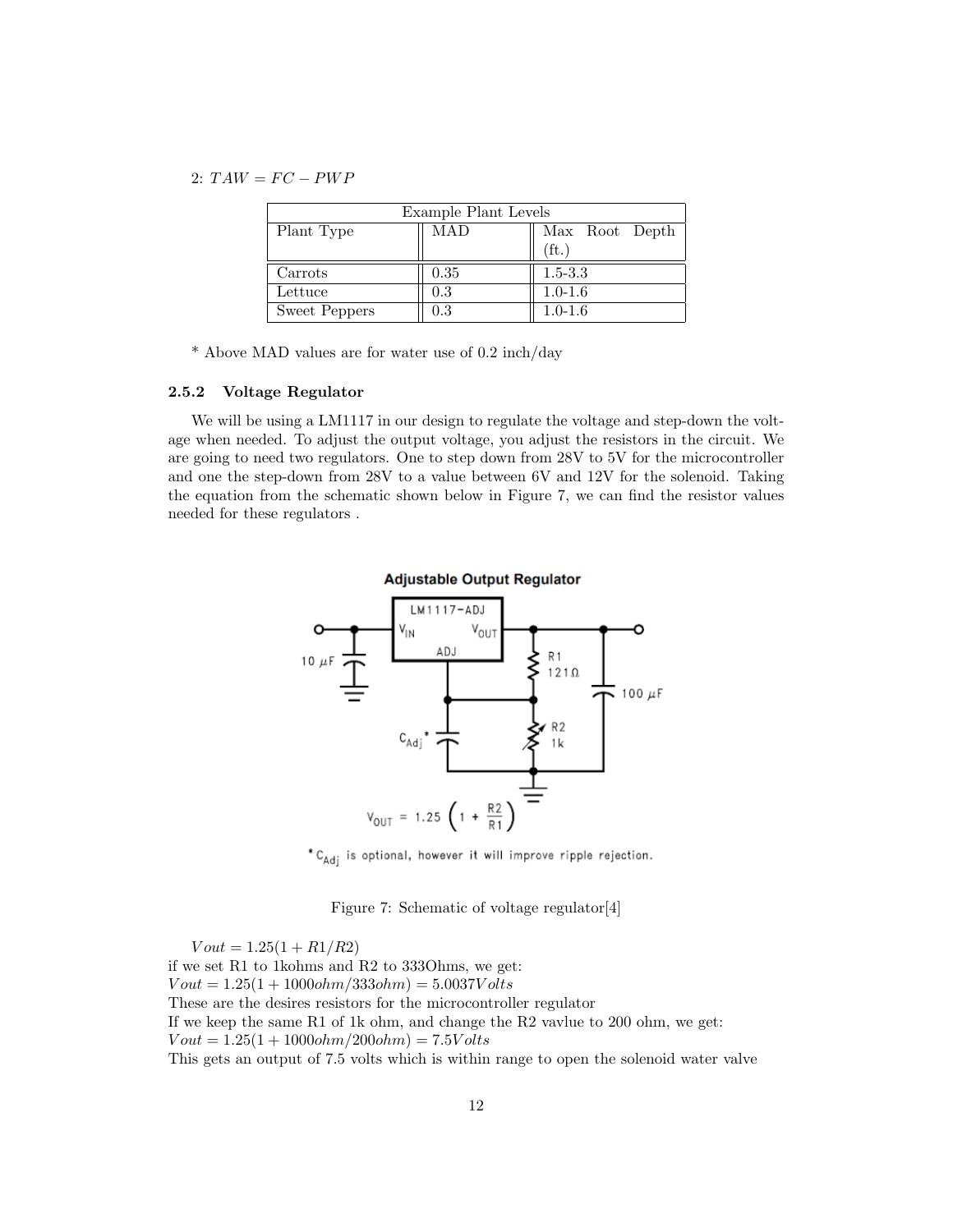2: $TAW = FC - PWP$

| Example Plant Levels | | |
|---|---|---|
| Plant Type | MAD | Max Root Depth (ft.) |
| Carrots | 0.35 | 1.5-3.3 |
| Lettuce | 0.3 | 1.0-1.6 |
| Sweet Peppers | 0.3 | 1.0-1.6 |

* Above MAD values are for water use of 0.2 inch/day

### 2.5.2 Voltage Regulator

We will be using a LM1117 in our design to regulate the voltage and step-down the voltage when needed. To adjust the output voltage, you adjust the resistors in the circuit. We are going to need two regulators. One to step down from 28V to 5V for the microcontroller and one the step-down from 28V to a value between 6V and 12V for the solenoid. Taking the equation from the schematic shown below in Figure 7, we can find the resistor values needed for these regulators .

Figure 7: Schematic of voltage regulator[4]

$Vout = 1.25(1 + R1/R2)$
if we set R1 to 1kohms and R2 to 333Ohms, we get:
$Vout = 1.25(1 + 1000ohm/333ohm) = 5.0037Volts$
These are the desires resistors for the microcontroller regulator
If we keep the same R1 of 1k ohm, and change the R2 vavlue to 200 ohm, we get:
$Vout = 1.25(1 + 1000ohm/200ohm) = 7.5Volts$
This gets an output of 7.5 volts which is within range to open the solenoid water valve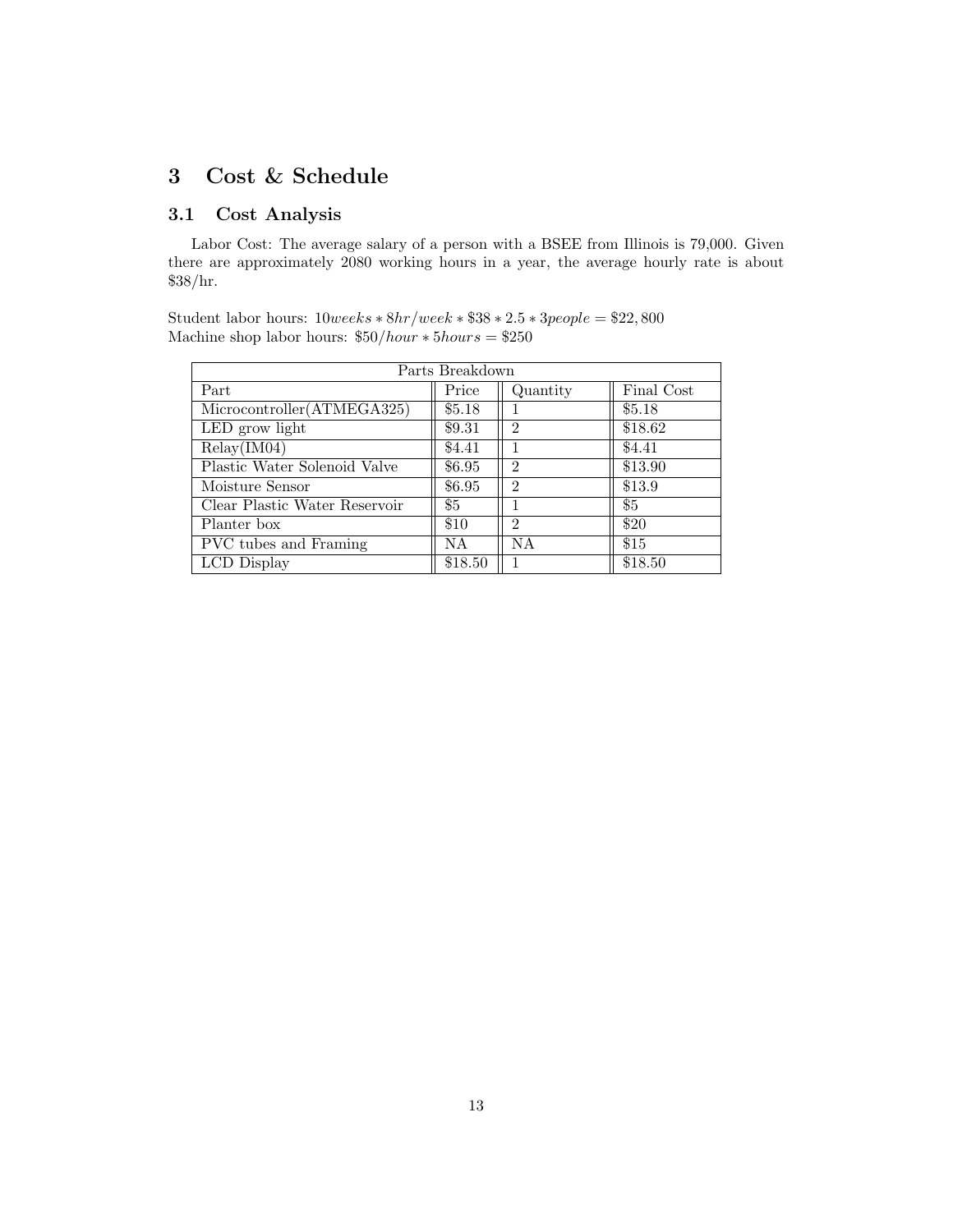## 3 Cost & Schedule

### 3.1 Cost Analysis

Labor Cost: The average salary of a person with a BSEE from Illinois is 79,000. Given there are approximately 2080 working hours in a year, the average hourly rate is about \$38/hr.

Student labor hours: $10weeks * 8hr/week * \$38 * 2.5 * 3people = \$22,800$
Machine shop labor hours: $\$50/hour * 5hours = \$250$

| Parts Breakdown | | | |
|---|---|---|---|
| Part | Price | Quantity | Final Cost |
| Microcontroller(ATMEGA325) | \$5.18 | 1 | \$5.18 |
| LED grow light | \$9.31 | 2 | \$18.62 |
| Relay(IM04) | \$4.41 | 1 | \$4.41 |
| Plastic Water Solenoid Valve | \$6.95 | 2 | \$13.90 |
| Moisture Sensor | \$6.95 | 2 | \$13.9 |
| Clear Plastic Water Reservoir | \$5 | 1 | \$5 |
| Planter box | \$10 | 2 | \$20 |
| PVC tubes and Framing | NA | NA | \$15 |
| LCD Display | \$18.50 | 1 | \$18.50 |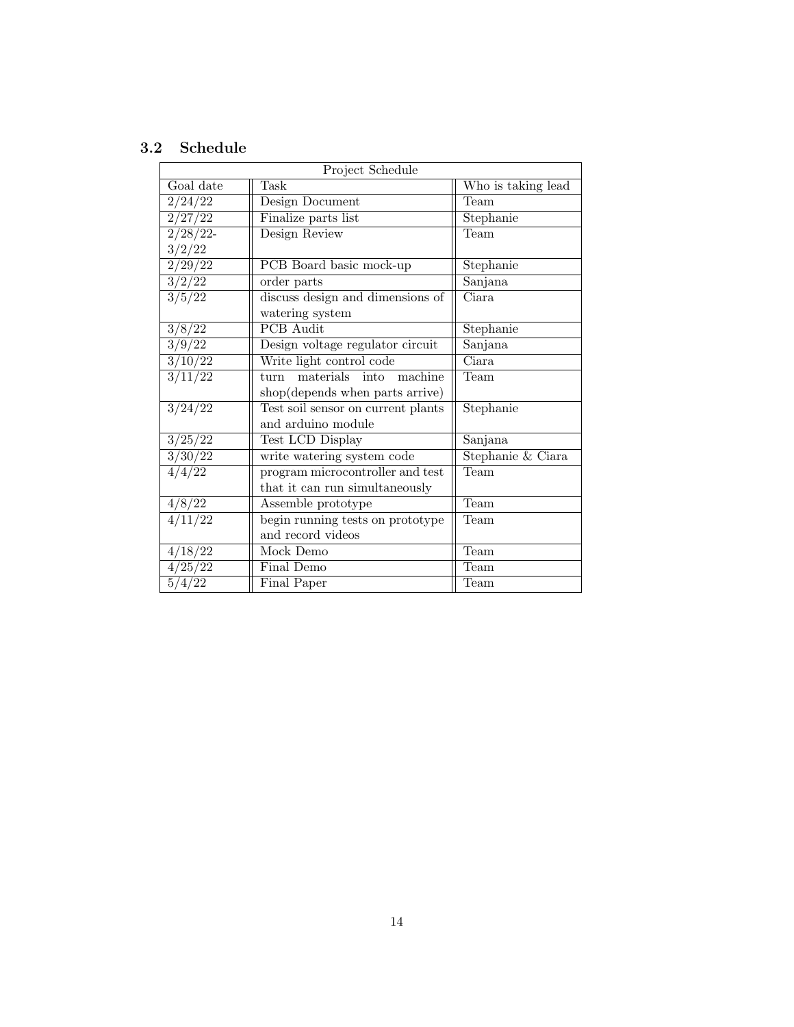### 3.2 Schedule

| Project Schedule | | |
|---|---|---|
| Goal date | Task | Who is taking lead |
| 2/24/22 | Design Document | Team |
| 2/27/22 | Finalize parts list | Stephanie |
| 2/28/22-3/2/22 | Design Review | Team |
| 2/29/22 | PCB Board basic mock-up | Stephanie |
| 3/2/22 | order parts | Sanjana |
| 3/5/22 | discuss design and dimensions of watering system | Ciara |
| 3/8/22 | PCB Audit | Stephanie |
| 3/9/22 | Design voltage regulator circuit | Sanjana |
| 3/10/22 | Write light control code | Ciara |
| 3/11/22 | turn materials into machine shop(depends when parts arrive) | Team |
| 3/24/22 | Test soil sensor on current plants and arduino module | Stephanie |
| 3/25/22 | Test LCD Display | Sanjana |
| 3/30/22 | write watering system code | Stephanie & Ciara |
| 4/4/22 | program microcontroller and test that it can run simultaneously | Team |
| 4/8/22 | Assemble prototype | Team |
| 4/11/22 | begin running tests on prototype and record videos | Team |
| 4/18/22 | Mock Demo | Team |
| 4/25/22 | Final Demo | Team |
| 5/4/22 | Final Paper | Team |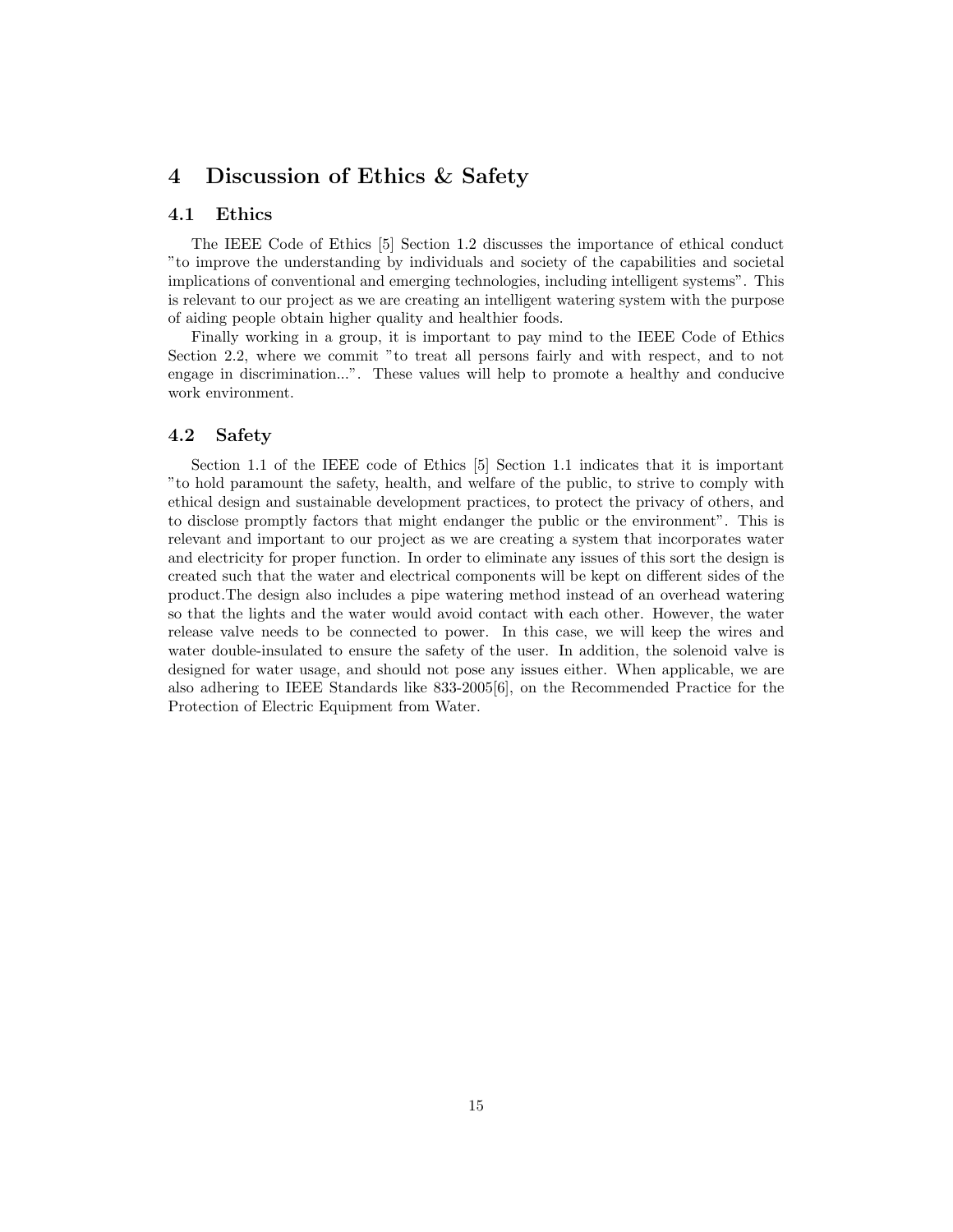# 4 Discussion of Ethics & Safety

## 4.1 Ethics

The IEEE Code of Ethics [5] Section 1.2 discusses the importance of ethical conduct "to improve the understanding by individuals and society of the capabilities and societal implications of conventional and emerging technologies, including intelligent systems". This is relevant to our project as we are creating an intelligent watering system with the purpose of aiding people obtain higher quality and healthier foods.

Finally working in a group, it is important to pay mind to the IEEE Code of Ethics Section 2.2, where we commit "to treat all persons fairly and with respect, and to not engage in discrimination...". These values will help to promote a healthy and conducive work environment.

## 4.2 Safety

Section 1.1 of the IEEE code of Ethics [5] Section 1.1 indicates that it is important "to hold paramount the safety, health, and welfare of the public, to strive to comply with ethical design and sustainable development practices, to protect the privacy of others, and to disclose promptly factors that might endanger the public or the environment". This is relevant and important to our project as we are creating a system that incorporates water and electricity for proper function. In order to eliminate any issues of this sort the design is created such that the water and electrical components will be kept on different sides of the product.The design also includes a pipe watering method instead of an overhead watering so that the lights and the water would avoid contact with each other. However, the water release valve needs to be connected to power. In this case, we will keep the wires and water double-insulated to ensure the safety of the user. In addition, the solenoid valve is designed for water usage, and should not pose any issues either. When applicable, we are also adhering to IEEE Standards like 833-2005[6], on the Recommended Practice for the Protection of Electric Equipment from Water.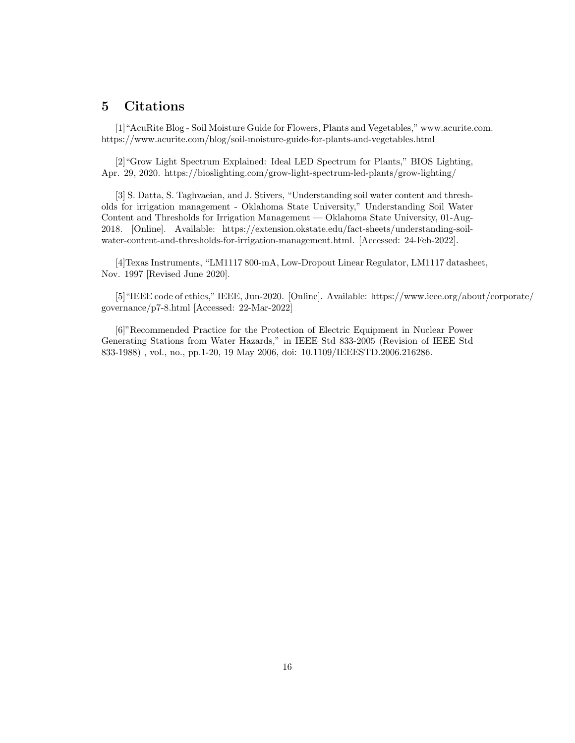## 5 Citations

[1]"AcuRite Blog - Soil Moisture Guide for Flowers, Plants and Vegetables," www.acurite.com. https://www.acurite.com/blog/soil-moisture-guide-for-plants-and-vegetables.html

[2]"Grow Light Spectrum Explained: Ideal LED Spectrum for Plants," BIOS Lighting, Apr. 29, 2020. https://bioslighting.com/grow-light-spectrum-led-plants/grow-lighting/

[3] S. Datta, S. Taghvaeian, and J. Stivers, "Understanding soil water content and thresholds for irrigation management - Oklahoma State University," Understanding Soil Water Content and Thresholds for Irrigation Management — Oklahoma State University, 01-Aug-2018. [Online]. Available: https://extension.okstate.edu/fact-sheets/understanding-soil-water-content-and-thresholds-for-irrigation-management.html. [Accessed: 24-Feb-2022].

[4]Texas Instruments, "LM1117 800-mA, Low-Dropout Linear Regulator, LM1117 datasheet, Nov. 1997 [Revised June 2020].

[5]"IEEE code of ethics," IEEE, Jun-2020. [Online]. Available: https://www.ieee.org/about/corporate/governance/p7-8.html [Accessed: 22-Mar-2022]

[6]"Recommended Practice for the Protection of Electric Equipment in Nuclear Power Generating Stations from Water Hazards," in IEEE Std 833-2005 (Revision of IEEE Std 833-1988) , vol., no., pp.1-20, 19 May 2006, doi: 10.1109/IEEESTD.2006.216286.